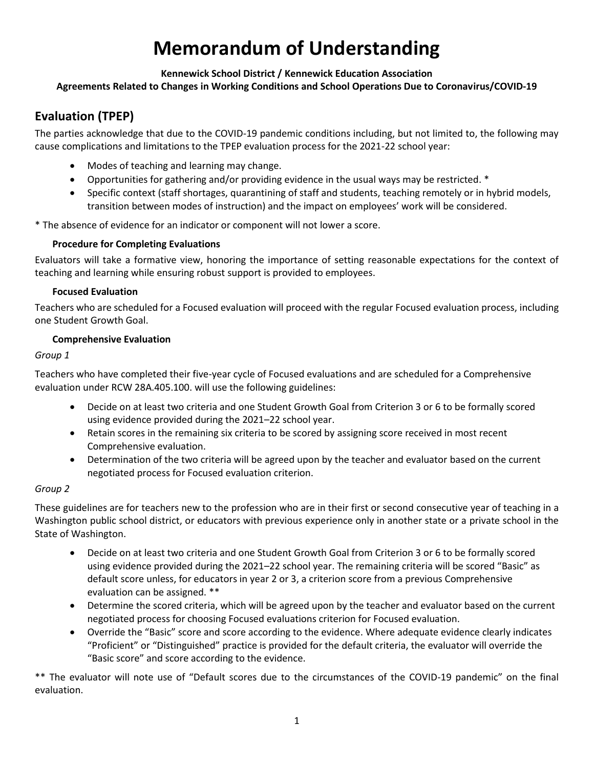# Memorandum of Understanding

**Kennewick School District / Kennewick Education Association**
**Agreements Related to Changes in Working Conditions and School Operations Due to Coronavirus/COVID-19**

## Evaluation (TPEP)

The parties acknowledge that due to the COVID-19 pandemic conditions including, but not limited to, the following may cause complications and limitations to the TPEP evaluation process for the 2021-22 school year:

- Modes of teaching and learning may change.
- Opportunities for gathering and/or providing evidence in the usual ways may be restricted. *
- Specific context (staff shortages, quarantining of staff and students, teaching remotely or in hybrid models, transition between modes of instruction) and the impact on employees' work will be considered.

* The absence of evidence for an indicator or component will not lower a score.

### Procedure for Completing Evaluations

Evaluators will take a formative view, honoring the importance of setting reasonable expectations for the context of teaching and learning while ensuring robust support is provided to employees.

### Focused Evaluation

Teachers who are scheduled for a Focused evaluation will proceed with the regular Focused evaluation process, including one Student Growth Goal.

### Comprehensive Evaluation

*Group 1*

Teachers who have completed their five-year cycle of Focused evaluations and are scheduled for a Comprehensive evaluation under RCW 28A.405.100. will use the following guidelines:

- Decide on at least two criteria and one Student Growth Goal from Criterion 3 or 6 to be formally scored using evidence provided during the 2021–22 school year.
- Retain scores in the remaining six criteria to be scored by assigning score received in most recent Comprehensive evaluation.
- Determination of the two criteria will be agreed upon by the teacher and evaluator based on the current negotiated process for Focused evaluation criterion.

*Group 2*

These guidelines are for teachers new to the profession who are in their first or second consecutive year of teaching in a Washington public school district, or educators with previous experience only in another state or a private school in the State of Washington.

- Decide on at least two criteria and one Student Growth Goal from Criterion 3 or 6 to be formally scored using evidence provided during the 2021–22 school year. The remaining criteria will be scored "Basic" as default score unless, for educators in year 2 or 3, a criterion score from a previous Comprehensive evaluation can be assigned. **
- Determine the scored criteria, which will be agreed upon by the teacher and evaluator based on the current negotiated process for choosing Focused evaluations criterion for Focused evaluation.
- Override the "Basic" score and score according to the evidence. Where adequate evidence clearly indicates "Proficient" or "Distinguished" practice is provided for the default criteria, the evaluator will override the "Basic score" and score according to the evidence.

** The evaluator will note use of "Default scores due to the circumstances of the COVID-19 pandemic" on the final evaluation.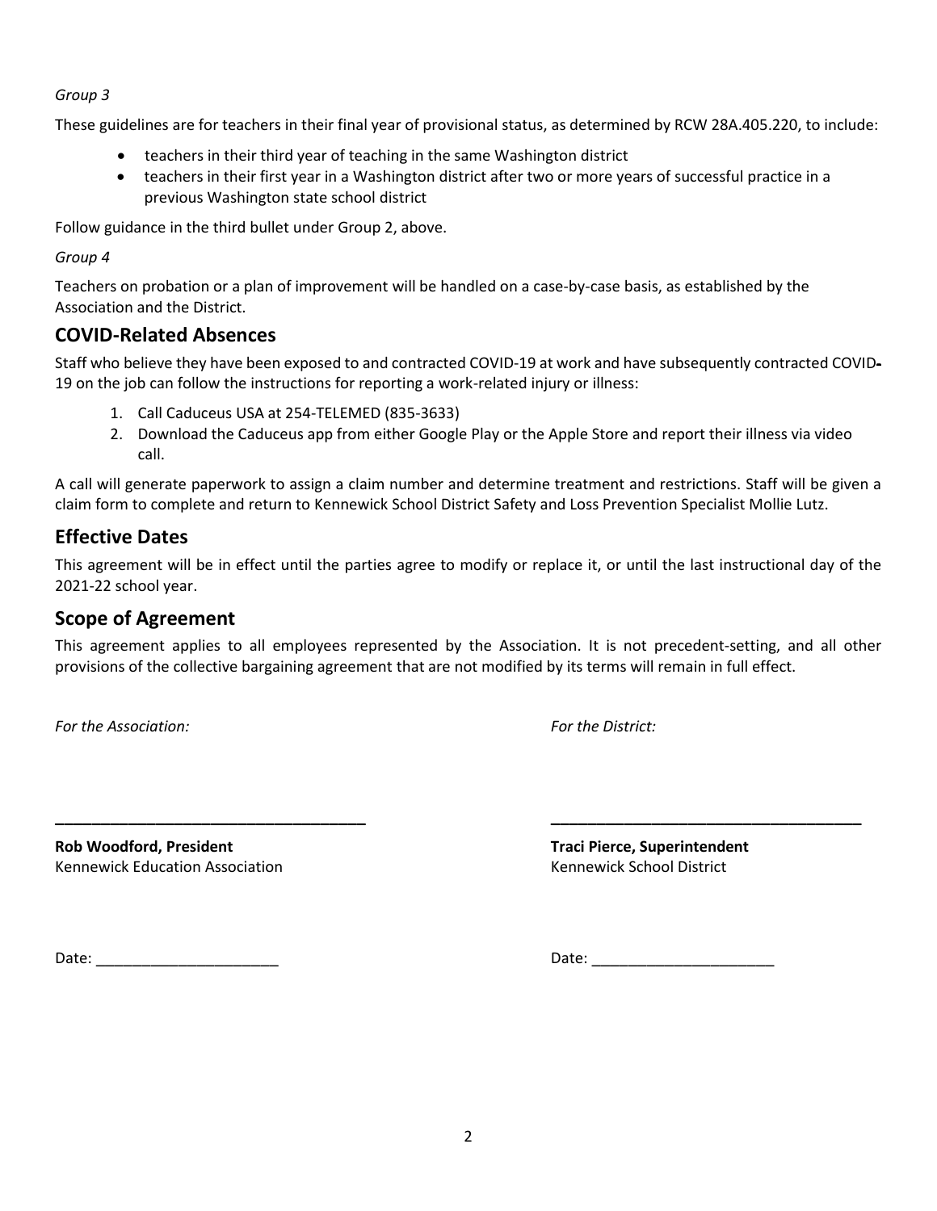*Group 3*

These guidelines are for teachers in their final year of provisional status, as determined by RCW 28A.405.220, to include:

- teachers in their third year of teaching in the same Washington district
- teachers in their first year in a Washington district after two or more years of successful practice in a previous Washington state school district

Follow guidance in the third bullet under Group 2, above.

*Group 4*

Teachers on probation or a plan of improvement will be handled on a case-by-case basis, as established by the Association and the District.

## COVID-Related Absences

Staff who believe they have been exposed to and contracted COVID-19 at work and have subsequently contracted COVID-19 on the job can follow the instructions for reporting a work-related injury or illness:

1. Call Caduceus USA at 254-TELEMED (835-3633)
2. Download the Caduceus app from either Google Play or the Apple Store and report their illness via video call.

A call will generate paperwork to assign a claim number and determine treatment and restrictions. Staff will be given a claim form to complete and return to Kennewick School District Safety and Loss Prevention Specialist Mollie Lutz.

## Effective Dates

This agreement will be in effect until the parties agree to modify or replace it, or until the last instructional day of the 2021-22 school year.

## Scope of Agreement

This agreement applies to all employees represented by the Association. It is not precedent-setting, and all other provisions of the collective bargaining agreement that are not modified by its terms will remain in full effect.

*For the Association:*

______________________________________

**Rob Woodford, President**
Kennewick Education Association

Date: ______________________

*For the District:*

______________________________________

**Traci Pierce, Superintendent**
Kennewick School District

Date: ______________________